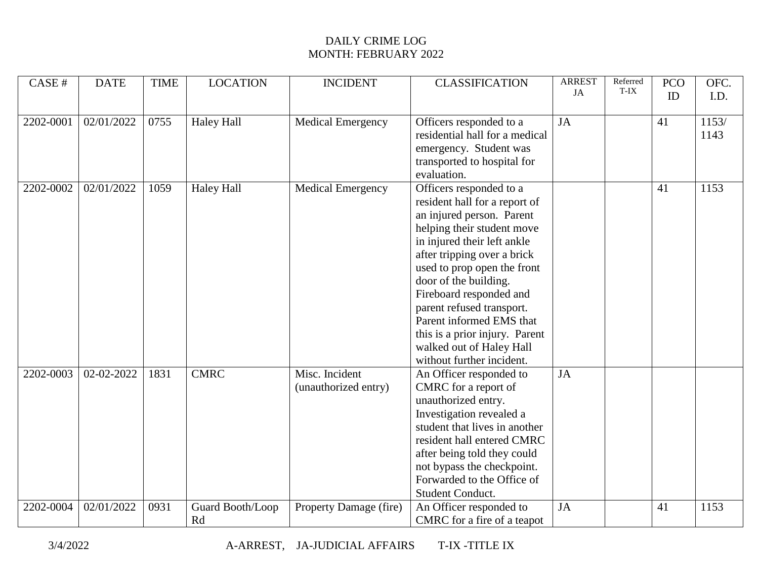# DAILY CRIME LOG
## MONTH: FEBRUARY 2022

| CASE # | DATE | TIME | LOCATION | INCIDENT | CLASSIFICATION | ARREST JA | Referred T-IX | PCO ID | OFC. I.D. |
|---|---|---|---|---|---|---|---|---|---|
| 2202-0001 | 02/01/2022 | 0755 | Haley Hall | Medical Emergency | Officers responded to a residential hall for a medical emergency. Student was transported to hospital for evaluation. | JA | | 41 | 1153/ 1143 |
| 2202-0002 | 02/01/2022 | 1059 | Haley Hall | Medical Emergency | Officers responded to a resident hall for a report of an injured person. Parent helping their student move in injured their left ankle after tripping over a brick used to prop open the front door of the building. Fireboard responded and parent refused transport. Parent informed EMS that this is a prior injury. Parent walked out of Haley Hall without further incident. | | | 41 | 1153 |
| 2202-0003 | 02-02-2022 | 1831 | CMRC | Misc. Incident (unauthorized entry) | An Officer responded to CMRC for a report of unauthorized entry. Investigation revealed a student that lives in another resident hall entered CMRC after being told they could not bypass the checkpoint. Forwarded to the Office of Student Conduct. | JA | | | |
| 2202-0004 | 02/01/2022 | 0931 | Guard Booth/Loop Rd | Property Damage (fire) | An Officer responded to CMRC for a fire of a teapot | JA | | 41 | 1153 |

3/4/2022 A-ARREST, JA-JUDICIAL AFFAIRS T-IX -TITLE IX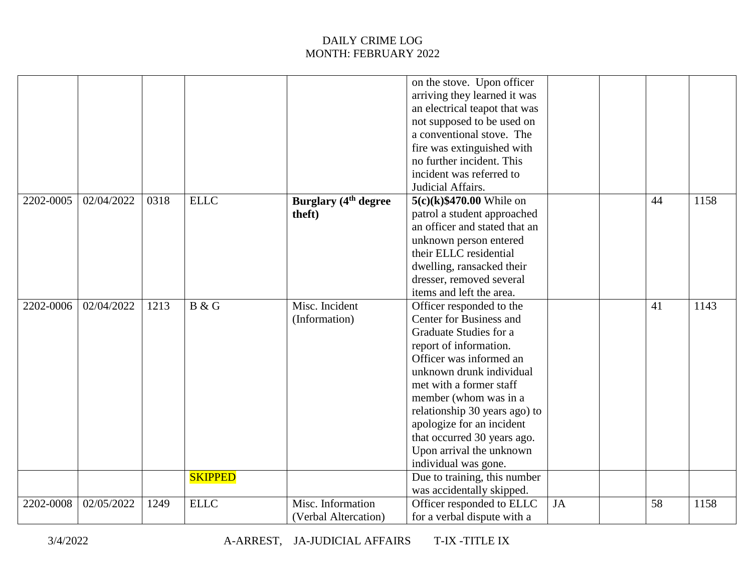DAILY CRIME LOG
MONTH: FEBRUARY 2022

| | | | | | | | | | |
|---|---|---|---|---|---|---|---|---|---|
| | | | | | on the stove. Upon officer arriving they learned it was an electrical teapot that was not supposed to be used on a conventional stove. The fire was extinguished with no further incident. This incident was referred to Judicial Affairs. | | | | |
| 2202-0005 | 02/04/2022 | 0318 | ELLC | **Burglary (4th degree theft)** | **5(c)(k)$470.00** While on patrol a student approached an officer and stated that an unknown person entered their ELLC residential dwelling, ransacked their dresser, removed several items and left the area. | | | 44 | 1158 |
| 2202-0006 | 02/04/2022 | 1213 | B & G | Misc. Incident (Information) | Officer responded to the Center for Business and Graduate Studies for a report of information. Officer was informed an unknown drunk individual met with a former staff member (whom was in a relationship 30 years ago) to apologize for an incident that occurred 30 years ago. Upon arrival the unknown individual was gone. | | | 41 | 1143 |
| | | | SKIPPED | | Due to training, this number was accidentally skipped. | | | | |
| 2202-0008 | 02/05/2022 | 1249 | ELLC | Misc. Information (Verbal Altercation) | Officer responded to ELLC for a verbal dispute with a | JA | | 58 | 1158 |

3/4/2022 A-ARREST, JA-JUDICIAL AFFAIRS T-IX -TITLE IX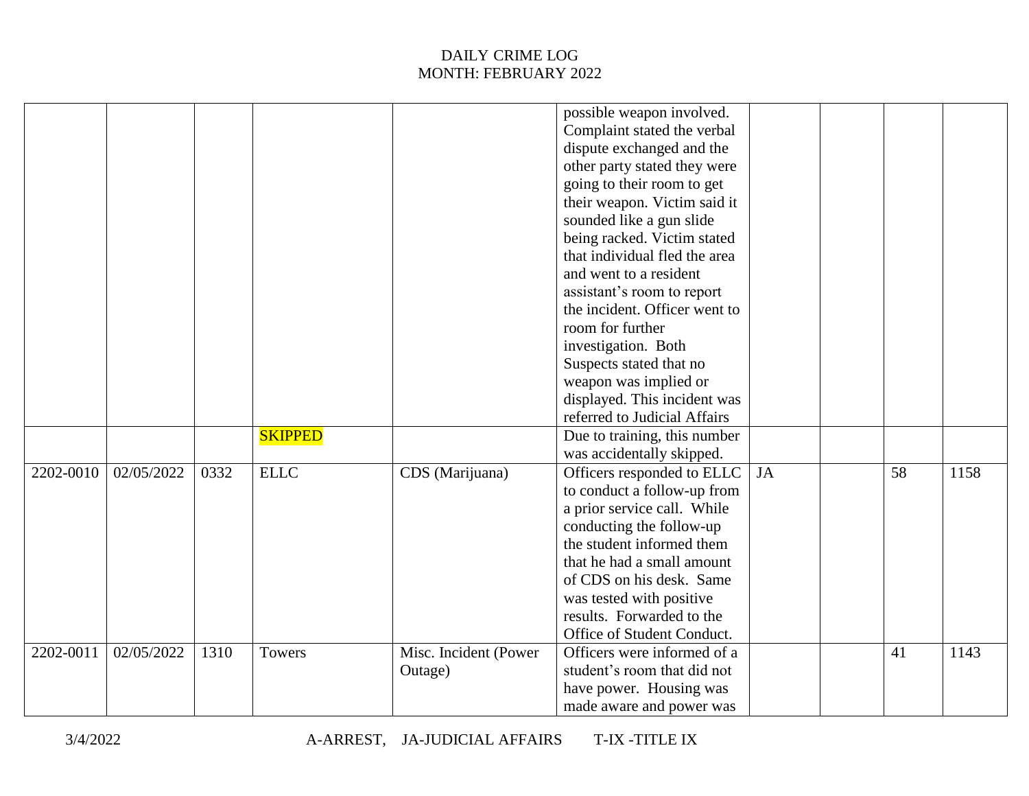# DAILY CRIME LOG
## MONTH: FEBRUARY 2022

| | | | | | | | | | |
|---|---|---|---|---|---|---|---|---|---|
| | | | | | possible weapon involved. Complaint stated the verbal dispute exchanged and the other party stated they were going to their room to get their weapon. Victim said it sounded like a gun slide being racked. Victim stated that individual fled the area and went to a resident assistant's room to report the incident. Officer went to room for further investigation. Both Suspects stated that no weapon was implied or displayed. This incident was referred to Judicial Affairs | | | | |
| | | | SKIPPED | | Due to training, this number was accidentally skipped. | | | | |
| 2202-0010 | 02/05/2022 | 0332 | ELLC | CDS (Marijuana) | Officers responded to ELLC to conduct a follow-up from a prior service call. While conducting the follow-up the student informed them that he had a small amount of CDS on his desk. Same was tested with positive results. Forwarded to the Office of Student Conduct. | JA | | 58 | 1158 |
| 2202-0011 | 02/05/2022 | 1310 | Towers | Misc. Incident (Power Outage) | Officers were informed of a student's room that did not have power. Housing was made aware and power was | | | 41 | 1143 |

3/4/2022 A-ARREST, JA-JUDICIAL AFFAIRS T-IX -TITLE IX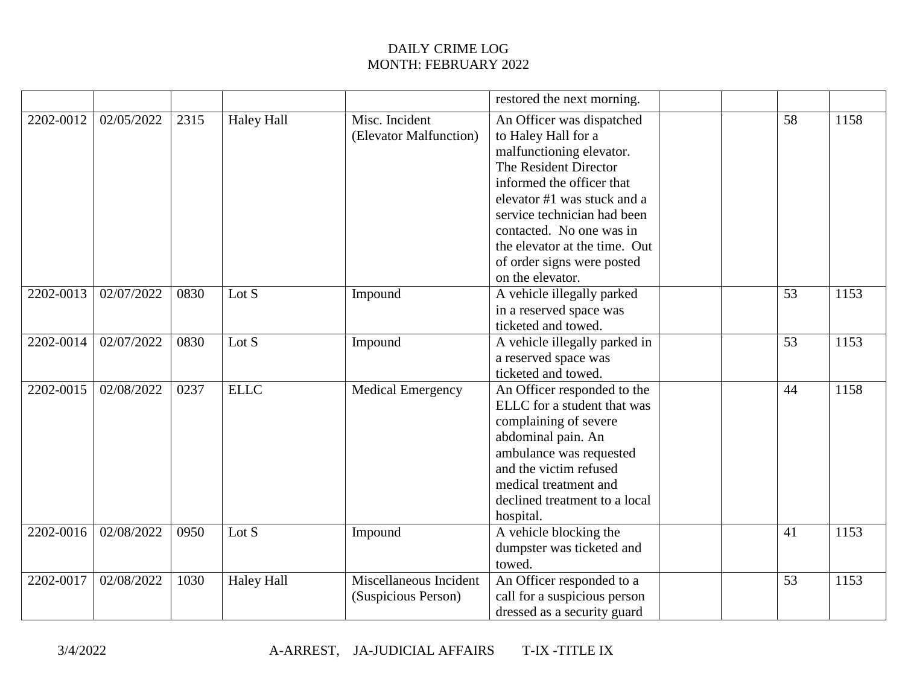DAILY CRIME LOG
MONTH: FEBRUARY 2022

| | | | | | | | | | |
|---|---|---|---|---|---|---|---|---|---|
| | | | | | restored the next morning. | | | | |
| 2202-0012 | 02/05/2022 | 2315 | Haley Hall | Misc. Incident (Elevator Malfunction) | An Officer was dispatched to Haley Hall for a malfunctioning elevator. The Resident Director informed the officer that elevator #1 was stuck and a service technician had been contacted. No one was in the elevator at the time. Out of order signs were posted on the elevator. | | | 58 | 1158 |
| 2202-0013 | 02/07/2022 | 0830 | Lot S | Impound | A vehicle illegally parked in a reserved space was ticketed and towed. | | | 53 | 1153 |
| 2202-0014 | 02/07/2022 | 0830 | Lot S | Impound | A vehicle illegally parked in a reserved space was ticketed and towed. | | | 53 | 1153 |
| 2202-0015 | 02/08/2022 | 0237 | ELLC | Medical Emergency | An Officer responded to the ELLC for a student that was complaining of severe abdominal pain. An ambulance was requested and the victim refused medical treatment and declined treatment to a local hospital. | | | 44 | 1158 |
| 2202-0016 | 02/08/2022 | 0950 | Lot S | Impound | A vehicle blocking the dumpster was ticketed and towed. | | | 41 | 1153 |
| 2202-0017 | 02/08/2022 | 1030 | Haley Hall | Miscellaneous Incident (Suspicious Person) | An Officer responded to a call for a suspicious person dressed as a security guard | | | 53 | 1153 |

3/4/2022 A-ARREST, JA-JUDICIAL AFFAIRS T-IX -TITLE IX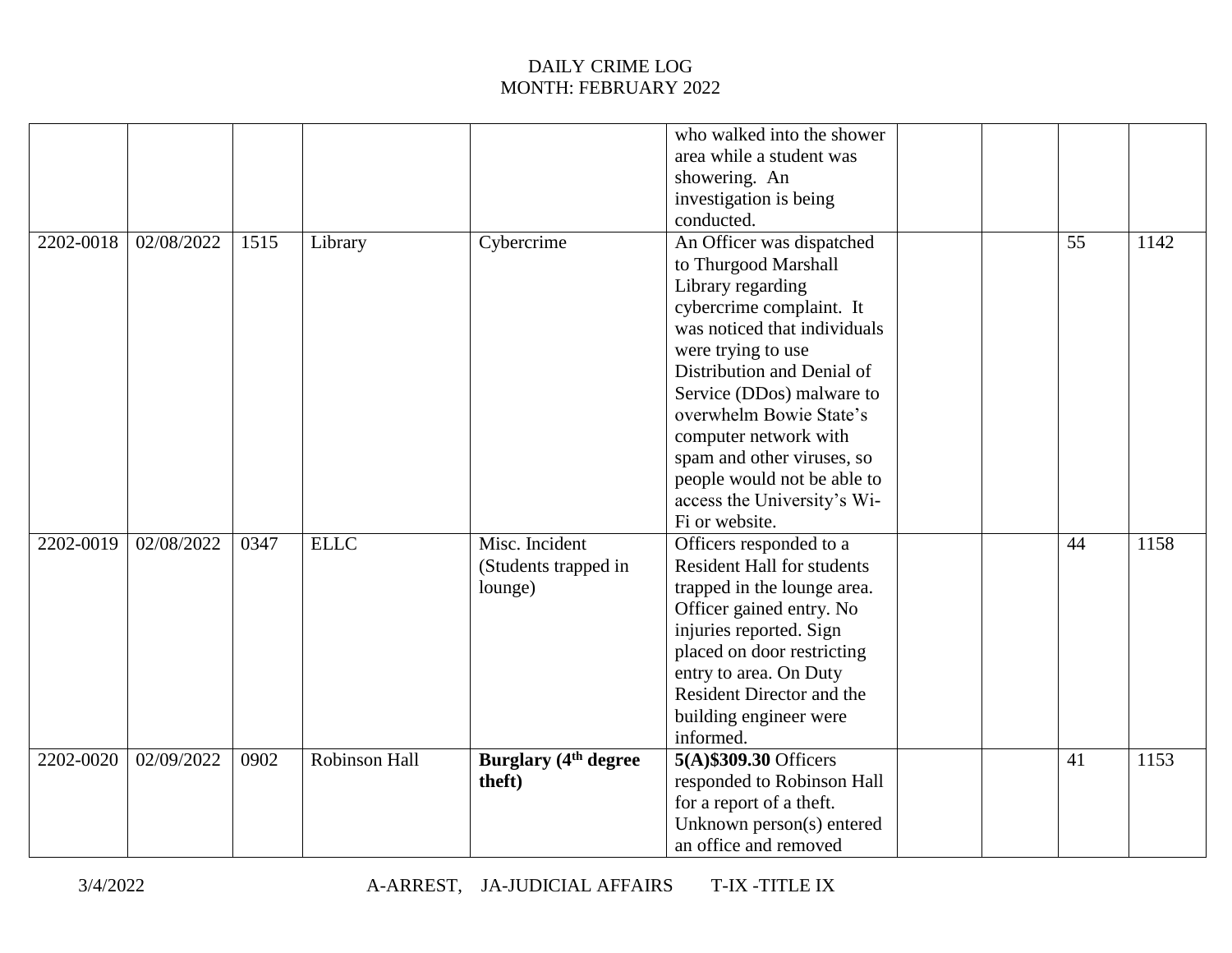DAILY CRIME LOG
MONTH: FEBRUARY 2022

| | | | | | | | | | |
|---|---|---|---|---|---|---|---|---|---|
| | | | | | who walked into the shower area while a student was showering. An investigation is being conducted. | | | | |
| 2202-0018 | 02/08/2022 | 1515 | Library | Cybercrime | An Officer was dispatched to Thurgood Marshall Library regarding cybercrime complaint. It was noticed that individuals were trying to use Distribution and Denial of Service (DDos) malware to overwhelm Bowie State's computer network with spam and other viruses, so people would not be able to access the University's Wi-Fi or website. | | | 55 | 1142 |
| 2202-0019 | 02/08/2022 | 0347 | ELLC | Misc. Incident (Students trapped in lounge) | Officers responded to a Resident Hall for students trapped in the lounge area. Officer gained entry. No injuries reported. Sign placed on door restricting entry to area. On Duty Resident Director and the building engineer were informed. | | | 44 | 1158 |
| 2202-0020 | 02/09/2022 | 0902 | Robinson Hall | **Burglary (4th degree theft)** | **5(A)$309.30** Officers responded to Robinson Hall for a report of a theft. Unknown person(s) entered an office and removed | | | 41 | 1153 |

3/4/2022 A-ARREST, JA-JUDICIAL AFFAIRS T-IX -TITLE IX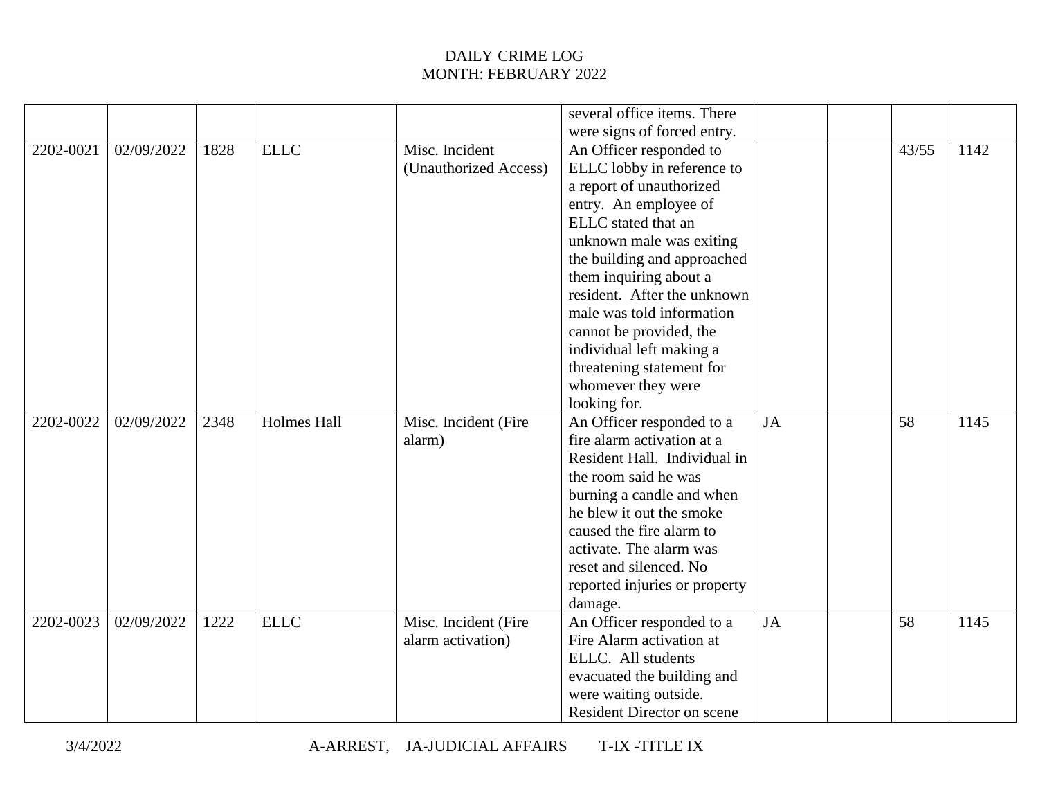DAILY CRIME LOG
MONTH: FEBRUARY 2022

| | | | | | | | | | |
|---|---|---|---|---|---|---|---|---|---|
| | | | | | several office items. There were signs of forced entry. | | | | |
| 2202-0021 | 02/09/2022 | 1828 | ELLC | Misc. Incident (Unauthorized Access) | An Officer responded to ELLC lobby in reference to a report of unauthorized entry. An employee of ELLC stated that an unknown male was exiting the building and approached them inquiring about a resident. After the unknown male was told information cannot be provided, the individual left making a threatening statement for whomever they were looking for. | | | 43/55 | 1142 |
| 2202-0022 | 02/09/2022 | 2348 | Holmes Hall | Misc. Incident (Fire alarm) | An Officer responded to a fire alarm activation at a Resident Hall. Individual in the room said he was burning a candle and when he blew it out the smoke caused the fire alarm to activate. The alarm was reset and silenced. No reported injuries or property damage. | JA | | 58 | 1145 |
| 2202-0023 | 02/09/2022 | 1222 | ELLC | Misc. Incident (Fire alarm activation) | An Officer responded to a Fire Alarm activation at ELLC. All students evacuated the building and were waiting outside. Resident Director on scene | JA | | 58 | 1145 |

3/4/2022 A-ARREST, JA-JUDICIAL AFFAIRS T-IX -TITLE IX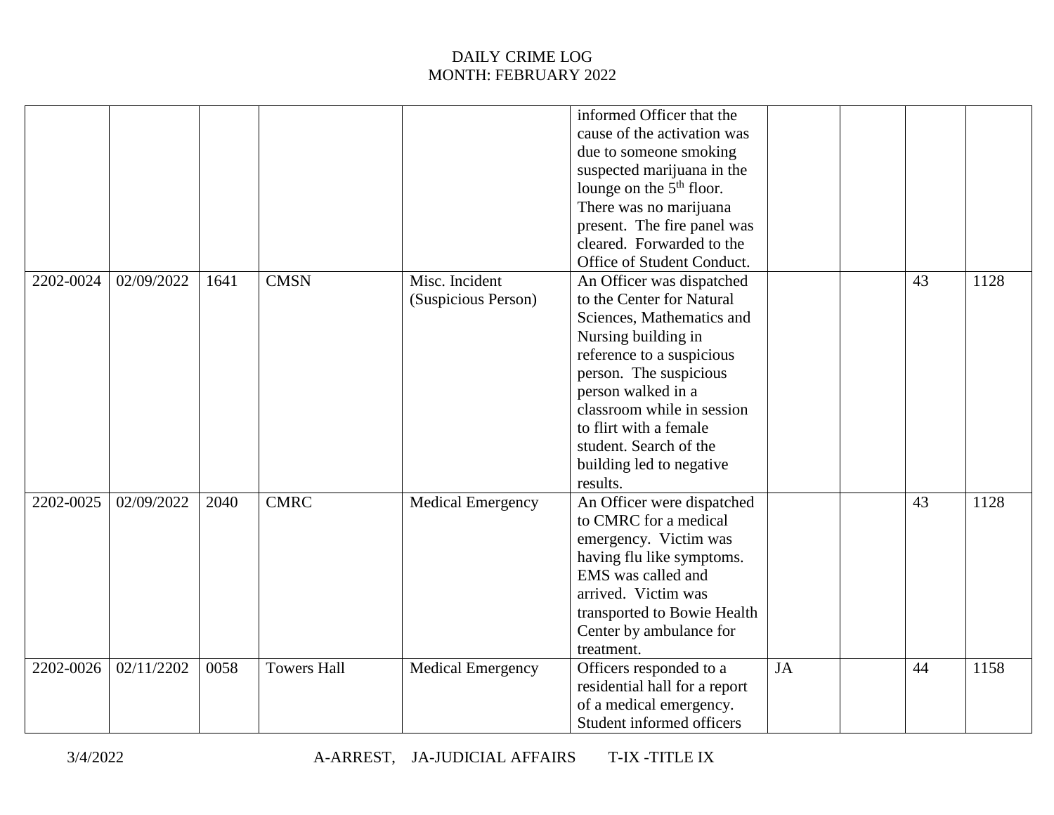DAILY CRIME LOG
MONTH: FEBRUARY 2022

| | | | | | | | | | |
|---|---|---|---|---|---|---|---|---|---|
| | | | | | informed Officer that the cause of the activation was due to someone smoking suspected marijuana in the lounge on the 5th floor. There was no marijuana present. The fire panel was cleared. Forwarded to the Office of Student Conduct. | | | | |
| 2202-0024 | 02/09/2022 | 1641 | CMSN | Misc. Incident (Suspicious Person) | An Officer was dispatched to the Center for Natural Sciences, Mathematics and Nursing building in reference to a suspicious person. The suspicious person walked in a classroom while in session to flirt with a female student. Search of the building led to negative results. | | | 43 | 1128 |
| 2202-0025 | 02/09/2022 | 2040 | CMRC | Medical Emergency | An Officer were dispatched to CMRC for a medical emergency. Victim was having flu like symptoms. EMS was called and arrived. Victim was transported to Bowie Health Center by ambulance for treatment. | | | 43 | 1128 |
| 2202-0026 | 02/11/2202 | 0058 | Towers Hall | Medical Emergency | Officers responded to a residential hall for a report of a medical emergency. Student informed officers | JA | | 44 | 1158 |

3/4/2022 A-ARREST, JA-JUDICIAL AFFAIRS T-IX -TITLE IX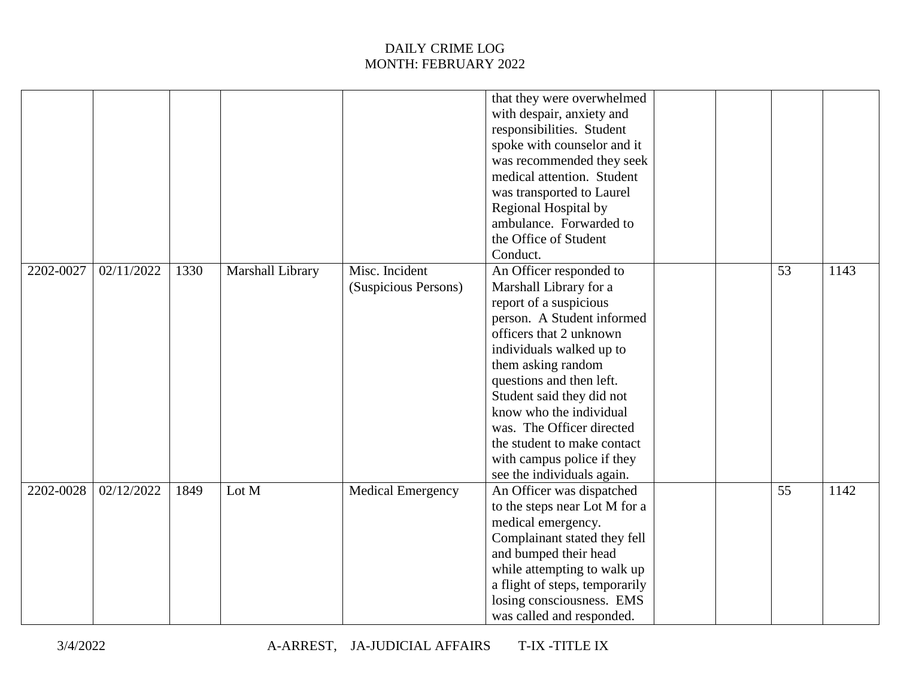# DAILY CRIME LOG
## MONTH: FEBRUARY 2022

| | | | | | | | | | |
|---|---|---|---|---|---|---|---|---|---|
| | | | | | that they were overwhelmed with despair, anxiety and responsibilities. Student spoke with counselor and it was recommended they seek medical attention. Student was transported to Laurel Regional Hospital by ambulance. Forwarded to the Office of Student Conduct. | | | | |
| 2202-0027 | 02/11/2022 | 1330 | Marshall Library | Misc. Incident (Suspicious Persons) | An Officer responded to Marshall Library for a report of a suspicious person. A Student informed officers that 2 unknown individuals walked up to them asking random questions and then left. Student said they did not know who the individual was. The Officer directed the student to make contact with campus police if they see the individuals again. | | | 53 | 1143 |
| 2202-0028 | 02/12/2022 | 1849 | Lot M | Medical Emergency | An Officer was dispatched to the steps near Lot M for a medical emergency. Complainant stated they fell and bumped their head while attempting to walk up a flight of steps, temporarily losing consciousness. EMS was called and responded. | | | 55 | 1142 |

3/4/2022 A-ARREST, JA-JUDICIAL AFFAIRS T-IX -TITLE IX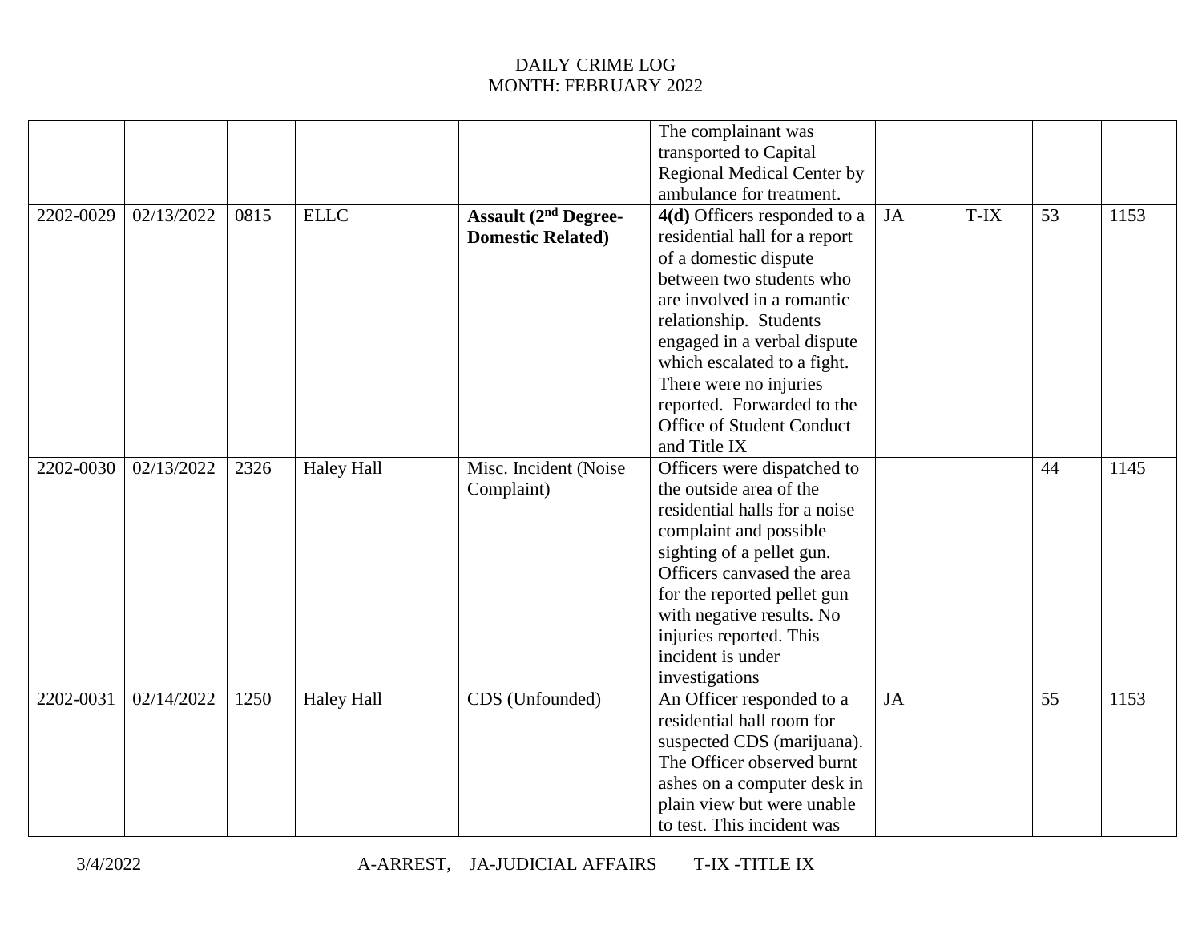DAILY CRIME LOG
MONTH: FEBRUARY 2022

| | | | | | | | | | |
|---|---|---|---|---|---|---|---|---|---|
| | | | | | The complainant was transported to Capital Regional Medical Center by ambulance for treatment. | | | | |
| 2202-0029 | 02/13/2022 | 0815 | ELLC | **Assault (2nd Degree-Domestic Related)** | **4(d)** Officers responded to a residential hall for a report of a domestic dispute between two students who are involved in a romantic relationship. Students engaged in a verbal dispute which escalated to a fight. There were no injuries reported. Forwarded to the Office of Student Conduct and Title IX | JA | T-IX | 53 | 1153 |
| 2202-0030 | 02/13/2022 | 2326 | Haley Hall | Misc. Incident (Noise Complaint) | Officers were dispatched to the outside area of the residential halls for a noise complaint and possible sighting of a pellet gun. Officers canvased the area for the reported pellet gun with negative results. No injuries reported. This incident is under investigations | | | 44 | 1145 |
| 2202-0031 | 02/14/2022 | 1250 | Haley Hall | CDS (Unfounded) | An Officer responded to a residential hall room for suspected CDS (marijuana). The Officer observed burnt ashes on a computer desk in plain view but were unable to test. This incident was | JA | | 55 | 1153 |

3/4/2022 A-ARREST, JA-JUDICIAL AFFAIRS T-IX -TITLE IX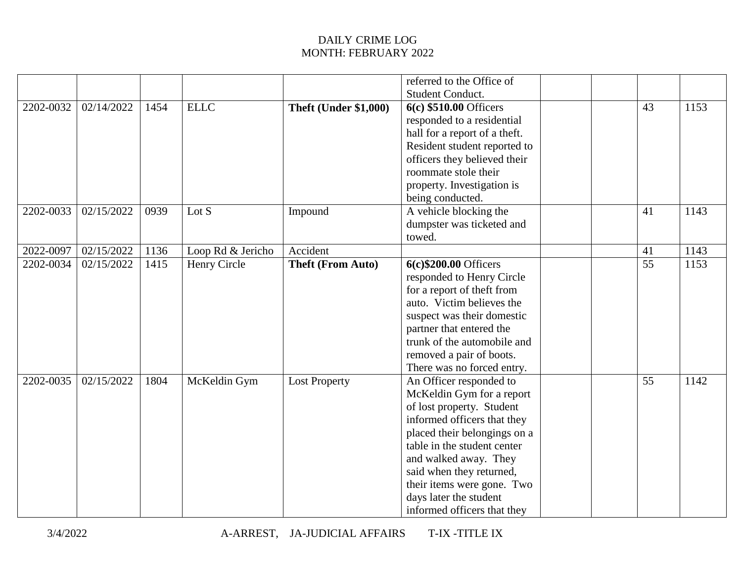DAILY CRIME LOG
MONTH: FEBRUARY 2022

| | | | | | | | | | |
|---|---|---|---|---|---|---|---|---|---|
| | | | | | referred to the Office of Student Conduct. | | | | |
| 2202-0032 | 02/14/2022 | 1454 | ELLC | **Theft (Under $1,000)** | **6(c) $510.00** Officers responded to a residential hall for a report of a theft. Resident student reported to officers they believed their roommate stole their property. Investigation is being conducted. | | | 43 | 1153 |
| 2202-0033 | 02/15/2022 | 0939 | Lot S | Impound | A vehicle blocking the dumpster was ticketed and towed. | | | 41 | 1143 |
| 2022-0097 | 02/15/2022 | 1136 | Loop Rd & Jericho | Accident | | | | 41 | 1143 |
| 2202-0034 | 02/15/2022 | 1415 | Henry Circle | **Theft (From Auto)** | **6(c)$200.00** Officers responded to Henry Circle for a report of theft from auto. Victim believes the suspect was their domestic partner that entered the trunk of the automobile and removed a pair of boots. There was no forced entry. | | | 55 | 1153 |
| 2202-0035 | 02/15/2022 | 1804 | McKeldin Gym | Lost Property | An Officer responded to McKeldin Gym for a report of lost property. Student informed officers that they placed their belongings on a table in the student center and walked away. They said when they returned, their items were gone. Two days later the student informed officers that they | | | 55 | 1142 |

3/4/2022 A-ARREST, JA-JUDICIAL AFFAIRS T-IX -TITLE IX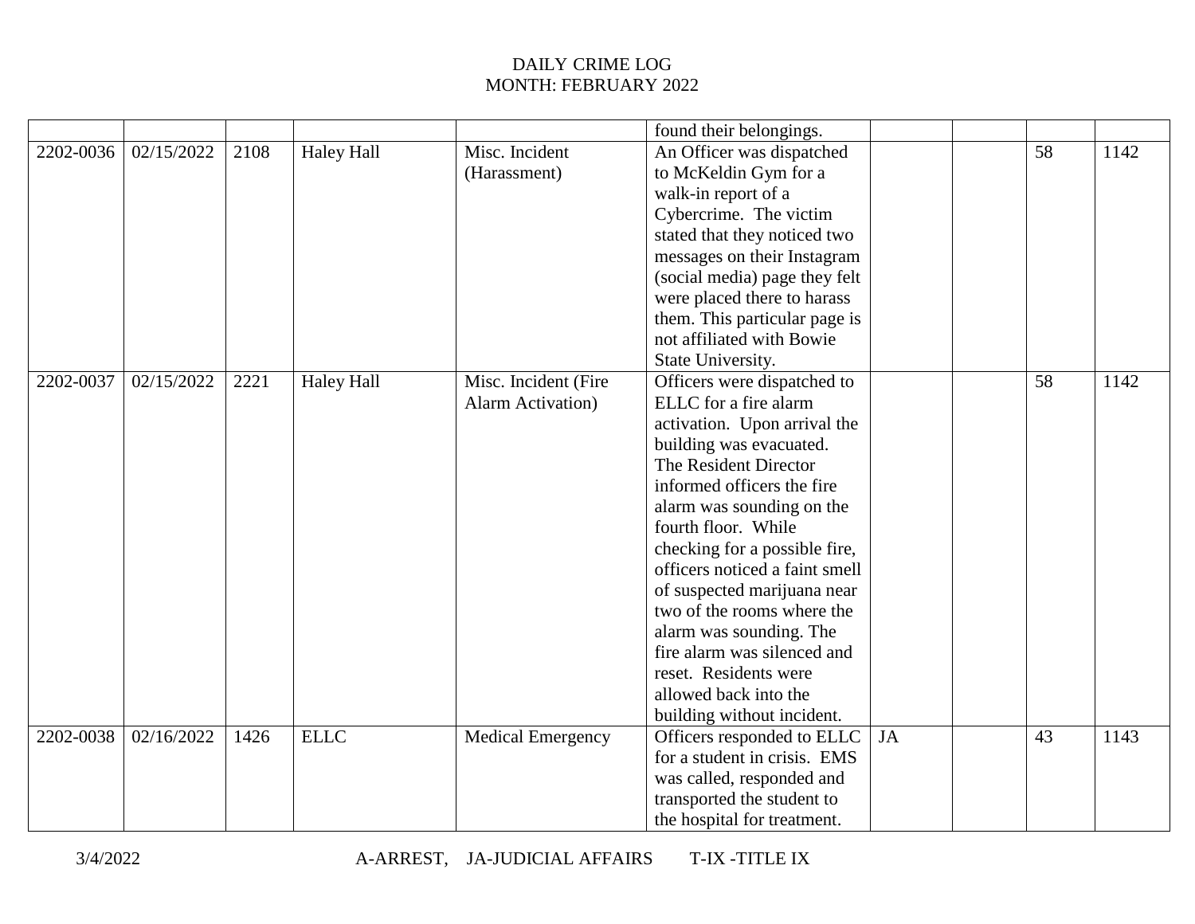DAILY CRIME LOG
MONTH: FEBRUARY 2022

| | | | | | | | | | |
|---|---|---|---|---|---|---|---|---|---|
| | | | | | found their belongings. | | | | |
| 2202-0036 | 02/15/2022 | 2108 | Haley Hall | Misc. Incident (Harassment) | An Officer was dispatched to McKeldin Gym for a walk-in report of a Cybercrime. The victim stated that they noticed two messages on their Instagram (social media) page they felt were placed there to harass them. This particular page is not affiliated with Bowie State University. | | | 58 | 1142 |
| 2202-0037 | 02/15/2022 | 2221 | Haley Hall | Misc. Incident (Fire Alarm Activation) | Officers were dispatched to ELLC for a fire alarm activation. Upon arrival the building was evacuated. The Resident Director informed officers the fire alarm was sounding on the fourth floor. While checking for a possible fire, officers noticed a faint smell of suspected marijuana near two of the rooms where the alarm was sounding. The fire alarm was silenced and reset. Residents were allowed back into the building without incident. | | | 58 | 1142 |
| 2202-0038 | 02/16/2022 | 1426 | ELLC | Medical Emergency | Officers responded to ELLC for a student in crisis. EMS was called, responded and transported the student to the hospital for treatment. | JA | | 43 | 1143 |

3/4/2022 A-ARREST, JA-JUDICIAL AFFAIRS T-IX -TITLE IX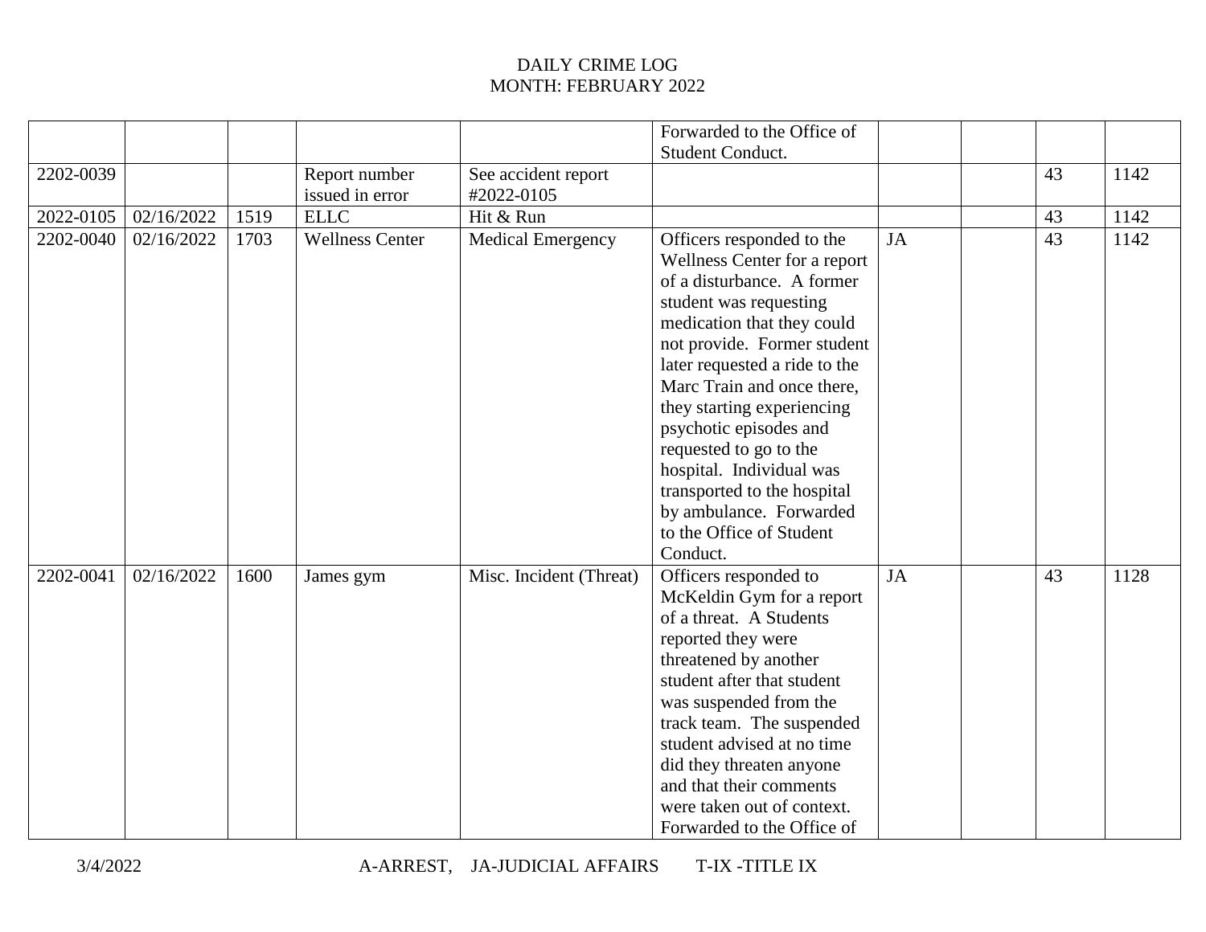DAILY CRIME LOG
MONTH: FEBRUARY 2022

| | | | | | | | | | |
|---|---|---|---|---|---|---|---|---|---|
| | | | | | Forwarded to the Office of Student Conduct. | | | | |
| 2202-0039 | | | Report number issued in error | See accident report #2022-0105 | | | | 43 | 1142 |
| 2022-0105 | 02/16/2022 | 1519 | ELLC | Hit & Run | | | | 43 | 1142 |
| 2202-0040 | 02/16/2022 | 1703 | Wellness Center | Medical Emergency | Officers responded to the Wellness Center for a report of a disturbance. A former student was requesting medication that they could not provide. Former student later requested a ride to the Marc Train and once there, they starting experiencing psychotic episodes and requested to go to the hospital. Individual was transported to the hospital by ambulance. Forwarded to the Office of Student Conduct. | JA | | 43 | 1142 |
| 2202-0041 | 02/16/2022 | 1600 | James gym | Misc. Incident (Threat) | Officers responded to McKeldin Gym for a report of a threat. A Students reported they were threatened by another student after that student was suspended from the track team. The suspended student advised at no time did they threaten anyone and that their comments were taken out of context. Forwarded to the Office of | JA | | 43 | 1128 |

3/4/2022 A-ARREST, JA-JUDICIAL AFFAIRS T-IX -TITLE IX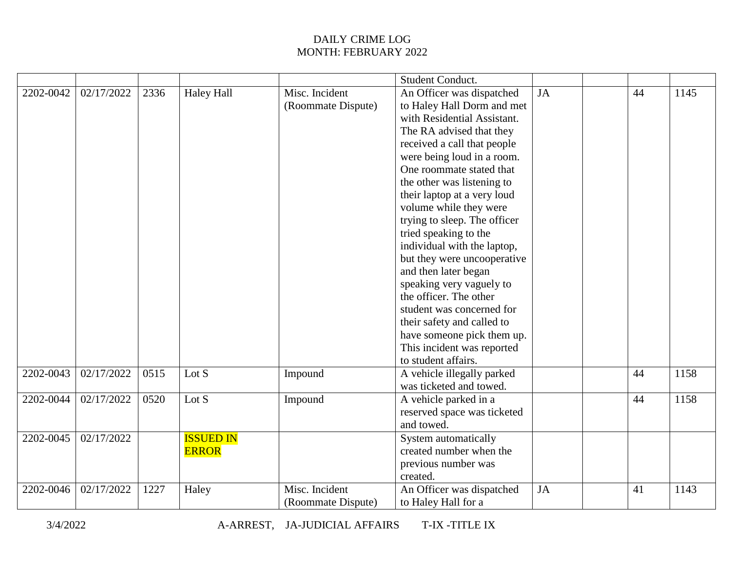DAILY CRIME LOG
MONTH: FEBRUARY 2022

| | | | | | | | | | |
|---|---|---|---|---|---|---|---|---|---|
| | | | | | Student Conduct. | | | | |
| 2202-0042 | 02/17/2022 | 2336 | Haley Hall | Misc. Incident (Roommate Dispute) | An Officer was dispatched to Haley Hall Dorm and met with Residential Assistant. The RA advised that they received a call that people were being loud in a room. One roommate stated that the other was listening to their laptop at a very loud volume while they were trying to sleep. The officer tried speaking to the individual with the laptop, but they were uncooperative and then later began speaking very vaguely to the officer. The other student was concerned for their safety and called to have someone pick them up. This incident was reported to student affairs. | JA | | 44 | 1145 |
| 2202-0043 | 02/17/2022 | 0515 | Lot S | Impound | A vehicle illegally parked was ticketed and towed. | | | 44 | 1158 |
| 2202-0044 | 02/17/2022 | 0520 | Lot S | Impound | A vehicle parked in a reserved space was ticketed and towed. | | | 44 | 1158 |
| 2202-0045 | 02/17/2022 | | ISSUED IN ERROR | | System automatically created number when the previous number was created. | | | | |
| 2202-0046 | 02/17/2022 | 1227 | Haley | Misc. Incident (Roommate Dispute) | An Officer was dispatched to Haley Hall for a | JA | | 41 | 1143 |

3/4/2022 A-ARREST, JA-JUDICIAL AFFAIRS T-IX -TITLE IX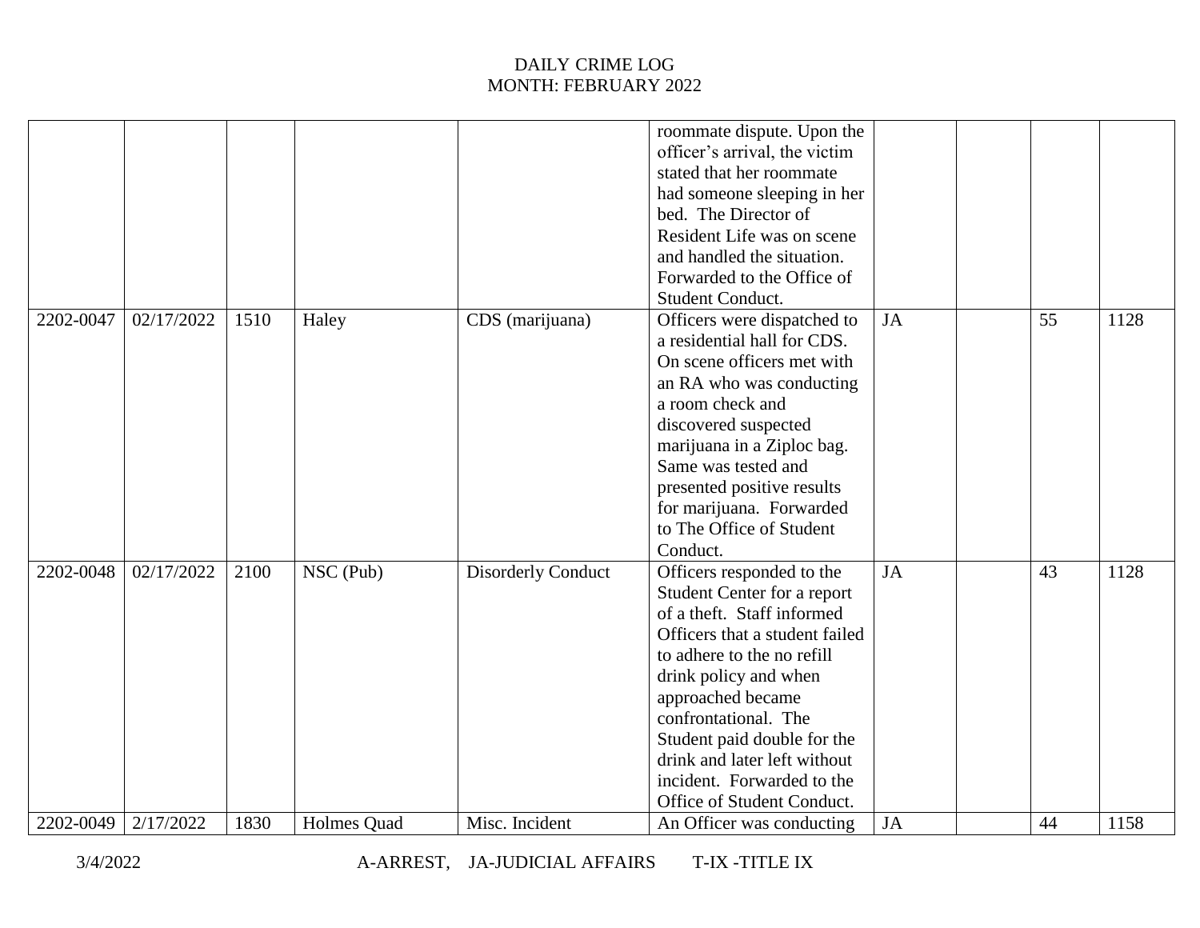DAILY CRIME LOG
MONTH: FEBRUARY 2022

| | | | | | | | | | |
|---|---|---|---|---|---|---|---|---|---|
| | | | | | roommate dispute. Upon the officer's arrival, the victim stated that her roommate had someone sleeping in her bed. The Director of Resident Life was on scene and handled the situation. Forwarded to the Office of Student Conduct. | | | | |
| 2202-0047 | 02/17/2022 | 1510 | Haley | CDS (marijuana) | Officers were dispatched to a residential hall for CDS. On scene officers met with an RA who was conducting a room check and discovered suspected marijuana in a Ziploc bag. Same was tested and presented positive results for marijuana. Forwarded to The Office of Student Conduct. | JA | | 55 | 1128 |
| 2202-0048 | 02/17/2022 | 2100 | NSC (Pub) | Disorderly Conduct | Officers responded to the Student Center for a report of a theft. Staff informed Officers that a student failed to adhere to the no refill drink policy and when approached became confrontational. The Student paid double for the drink and later left without incident. Forwarded to the Office of Student Conduct. | JA | | 43 | 1128 |
| 2202-0049 | 2/17/2022 | 1830 | Holmes Quad | Misc. Incident | An Officer was conducting | JA | | 44 | 1158 |

3/4/2022 A-ARREST, JA-JUDICIAL AFFAIRS T-IX -TITLE IX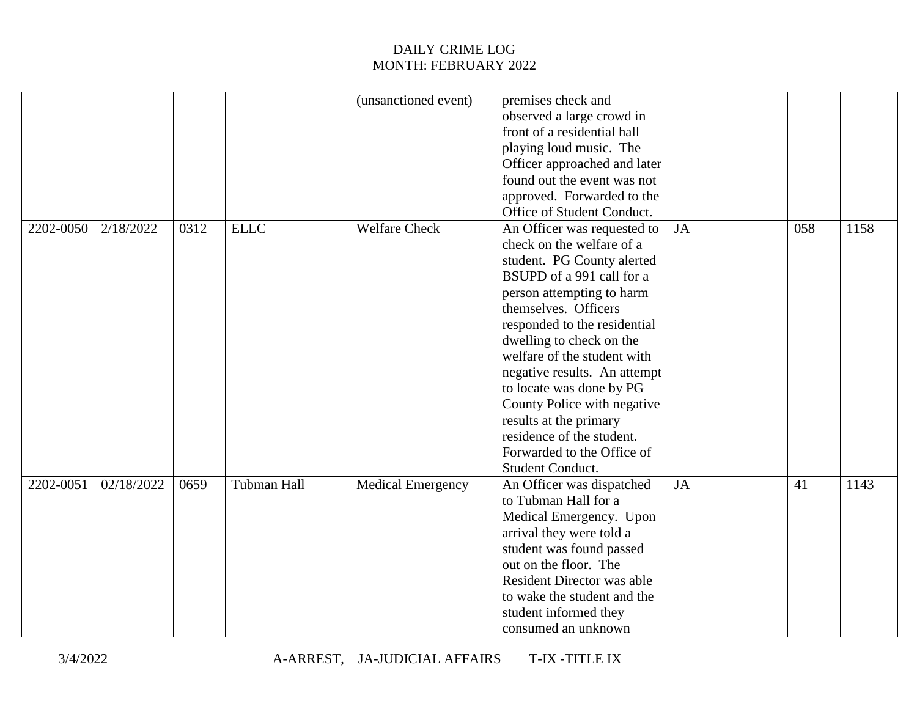DAILY CRIME LOG
MONTH: FEBRUARY 2022

| | | | | | | | | | |
|---|---|---|---|---|---|---|---|---|---|
| | | | | (unsanctioned event) | premises check and observed a large crowd in front of a residential hall playing loud music. The Officer approached and later found out the event was not approved. Forwarded to the Office of Student Conduct. | | | | |
| 2202-0050 | 2/18/2022 | 0312 | ELLC | Welfare Check | An Officer was requested to check on the welfare of a student. PG County alerted BSUPD of a 991 call for a person attempting to harm themselves. Officers responded to the residential dwelling to check on the welfare of the student with negative results. An attempt to locate was done by PG County Police with negative results at the primary residence of the student. Forwarded to the Office of Student Conduct. | JA | | 058 | 1158 |
| 2202-0051 | 02/18/2022 | 0659 | Tubman Hall | Medical Emergency | An Officer was dispatched to Tubman Hall for a Medical Emergency. Upon arrival they were told a student was found passed out on the floor. The Resident Director was able to wake the student and the student informed they consumed an unknown | JA | | 41 | 1143 |

3/4/2022 A-ARREST, JA-JUDICIAL AFFAIRS T-IX -TITLE IX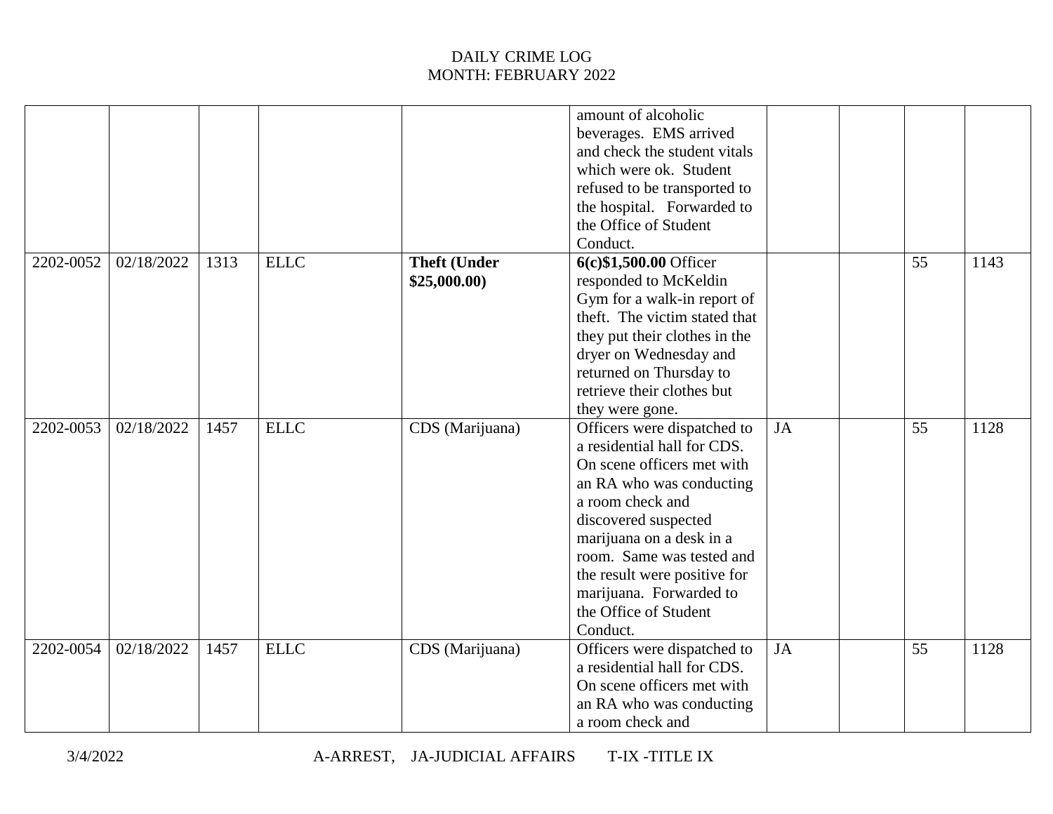DAILY CRIME LOG
MONTH: FEBRUARY 2022

| | | | | | | | | | |
|---|---|---|---|---|---|---|---|---|---|
| | | | | | amount of alcoholic beverages. EMS arrived and check the student vitals which were ok. Student refused to be transported to the hospital. Forwarded to the Office of Student Conduct. | | | | |
| 2202-0052 | 02/18/2022 | 1313 | ELLC | **Theft (Under $25,000.00)** | **6(c)$1,500.00** Officer responded to McKeldin Gym for a walk-in report of theft. The victim stated that they put their clothes in the dryer on Wednesday and returned on Thursday to retrieve their clothes but they were gone. | | | 55 | 1143 |
| 2202-0053 | 02/18/2022 | 1457 | ELLC | CDS (Marijuana) | Officers were dispatched to a residential hall for CDS. On scene officers met with an RA who was conducting a room check and discovered suspected marijuana on a desk in a room. Same was tested and the result were positive for marijuana. Forwarded to the Office of Student Conduct. | JA | | 55 | 1128 |
| 2202-0054 | 02/18/2022 | 1457 | ELLC | CDS (Marijuana) | Officers were dispatched to a residential hall for CDS. On scene officers met with an RA who was conducting a room check and | JA | | 55 | 1128 |

3/4/2022 A-ARREST, JA-JUDICIAL AFFAIRS T-IX -TITLE IX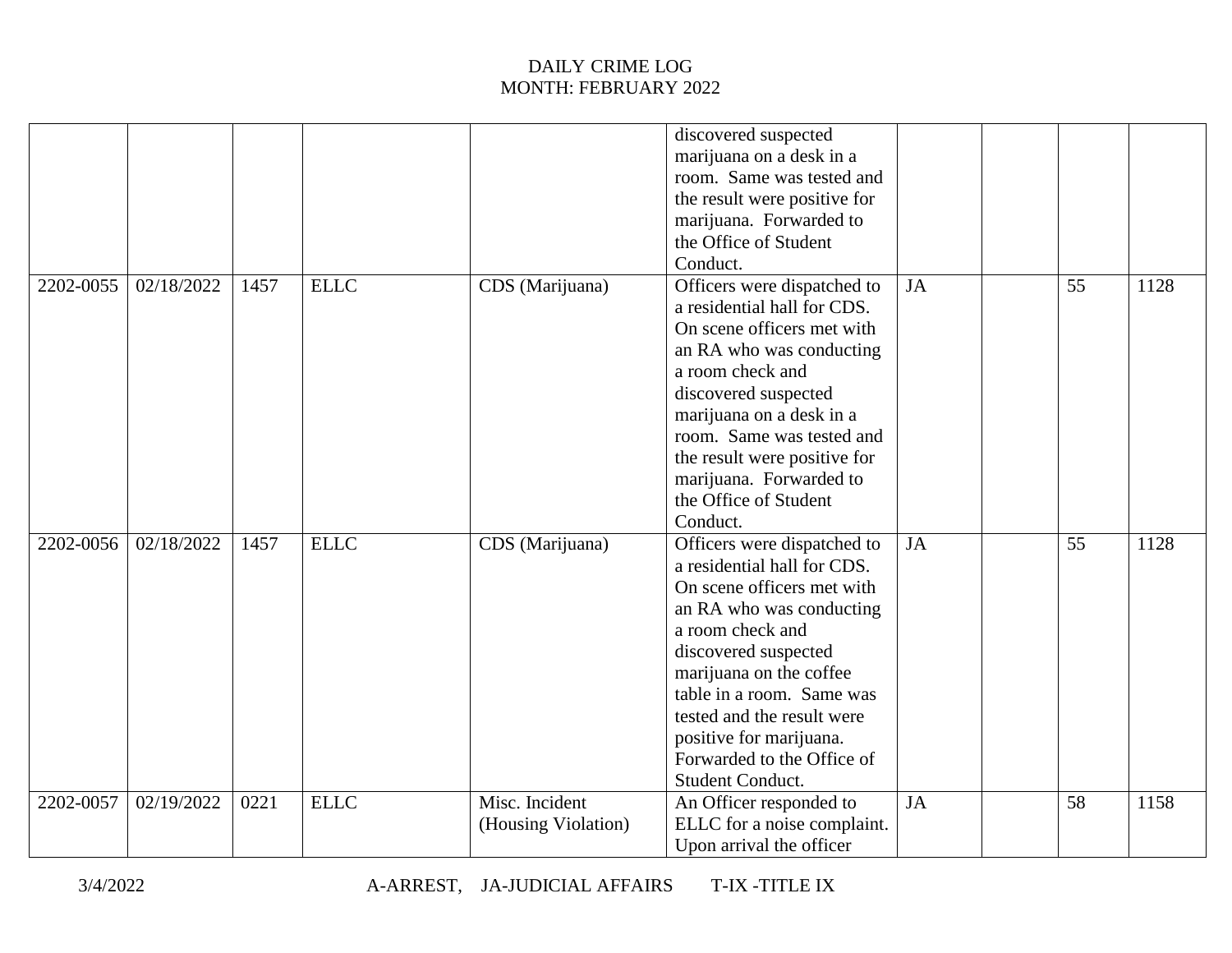DAILY CRIME LOG
MONTH: FEBRUARY 2022

| | | | | | | | | | |
|---|---|---|---|---|---|---|---|---|---|
| | | | | | discovered suspected marijuana on a desk in a room. Same was tested and the result were positive for marijuana. Forwarded to the Office of Student Conduct. | | | | |
| 2202-0055 | 02/18/2022 | 1457 | ELLC | CDS (Marijuana) | Officers were dispatched to a residential hall for CDS. On scene officers met with an RA who was conducting a room check and discovered suspected marijuana on a desk in a room. Same was tested and the result were positive for marijuana. Forwarded to the Office of Student Conduct. | JA | | 55 | 1128 |
| 2202-0056 | 02/18/2022 | 1457 | ELLC | CDS (Marijuana) | Officers were dispatched to a residential hall for CDS. On scene officers met with an RA who was conducting a room check and discovered suspected marijuana on the coffee table in a room. Same was tested and the result were positive for marijuana. Forwarded to the Office of Student Conduct. | JA | | 55 | 1128 |
| 2202-0057 | 02/19/2022 | 0221 | ELLC | Misc. Incident (Housing Violation) | An Officer responded to ELLC for a noise complaint. Upon arrival the officer | JA | | 58 | 1158 |

3/4/2022 A-ARREST, JA-JUDICIAL AFFAIRS T-IX -TITLE IX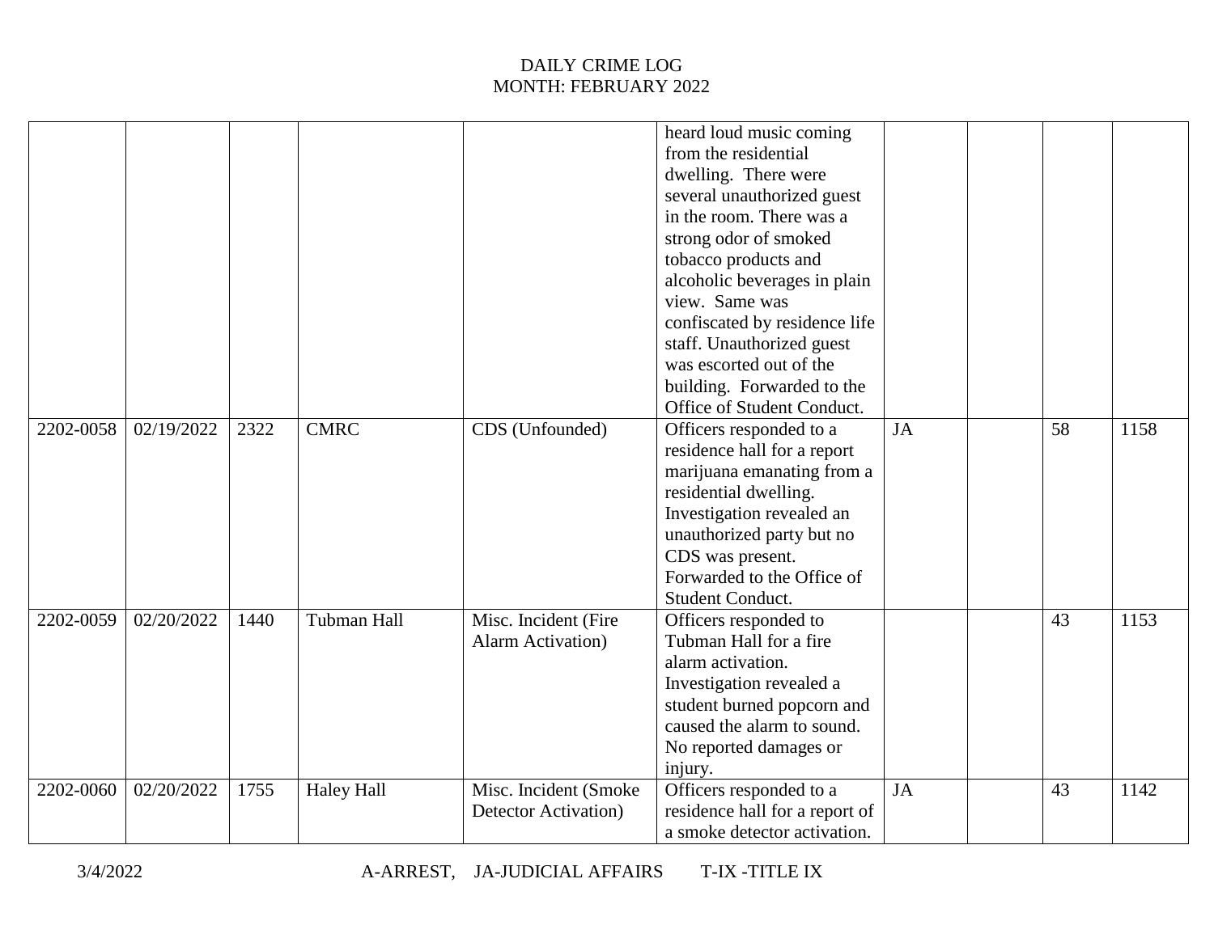# DAILY CRIME LOG
## MONTH: FEBRUARY 2022

| | | | | | | | | | |
|---|---|---|---|---|---|---|---|---|---|
| | | | | | heard loud music coming from the residential dwelling. There were several unauthorized guest in the room. There was a strong odor of smoked tobacco products and alcoholic beverages in plain view. Same was confiscated by residence life staff. Unauthorized guest was escorted out of the building. Forwarded to the Office of Student Conduct. | | | | |
| 2202-0058 | 02/19/2022 | 2322 | CMRC | CDS (Unfounded) | Officers responded to a residence hall for a report marijuana emanating from a residential dwelling. Investigation revealed an unauthorized party but no CDS was present. Forwarded to the Office of Student Conduct. | JA | | 58 | 1158 |
| 2202-0059 | 02/20/2022 | 1440 | Tubman Hall | Misc. Incident (Fire Alarm Activation) | Officers responded to Tubman Hall for a fire alarm activation. Investigation revealed a student burned popcorn and caused the alarm to sound. No reported damages or injury. | | | 43 | 1153 |
| 2202-0060 | 02/20/2022 | 1755 | Haley Hall | Misc. Incident (Smoke Detector Activation) | Officers responded to a residence hall for a report of a smoke detector activation. | JA | | 43 | 1142 |

3/4/2022 A-ARREST, JA-JUDICIAL AFFAIRS T-IX -TITLE IX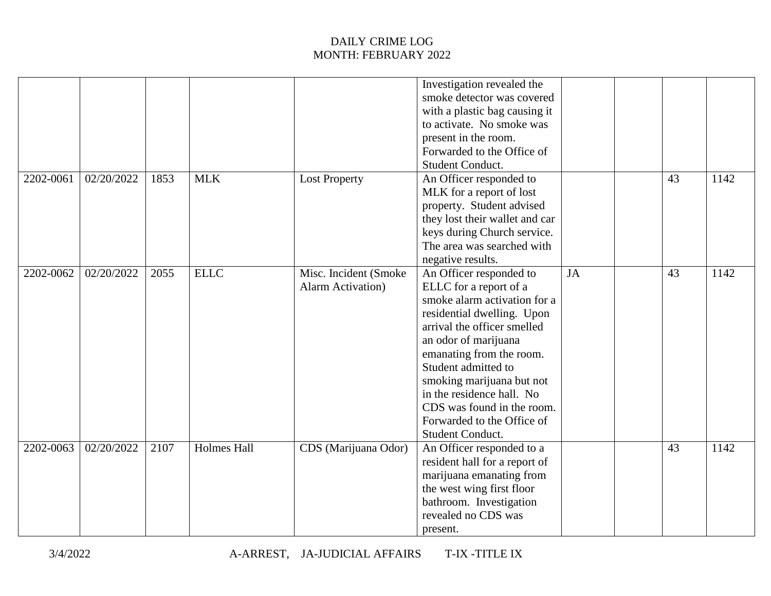DAILY CRIME LOG
MONTH: FEBRUARY 2022

| | | | | | | | | | |
|---|---|---|---|---|---|---|---|---|---|
| | | | | | Investigation revealed the smoke detector was covered with a plastic bag causing it to activate. No smoke was present in the room. Forwarded to the Office of Student Conduct. | | | | |
| 2202-0061 | 02/20/2022 | 1853 | MLK | Lost Property | An Officer responded to MLK for a report of lost property. Student advised they lost their wallet and car keys during Church service. The area was searched with negative results. | | | 43 | 1142 |
| 2202-0062 | 02/20/2022 | 2055 | ELLC | Misc. Incident (Smoke Alarm Activation) | An Officer responded to ELLC for a report of a smoke alarm activation for a residential dwelling. Upon arrival the officer smelled an odor of marijuana emanating from the room. Student admitted to smoking marijuana but not in the residence hall. No CDS was found in the room. Forwarded to the Office of Student Conduct. | JA | | 43 | 1142 |
| 2202-0063 | 02/20/2022 | 2107 | Holmes Hall | CDS (Marijuana Odor) | An Officer responded to a resident hall for a report of marijuana emanating from the west wing first floor bathroom. Investigation revealed no CDS was present. | | | 43 | 1142 |

3/4/2022 A-ARREST, JA-JUDICIAL AFFAIRS T-IX -TITLE IX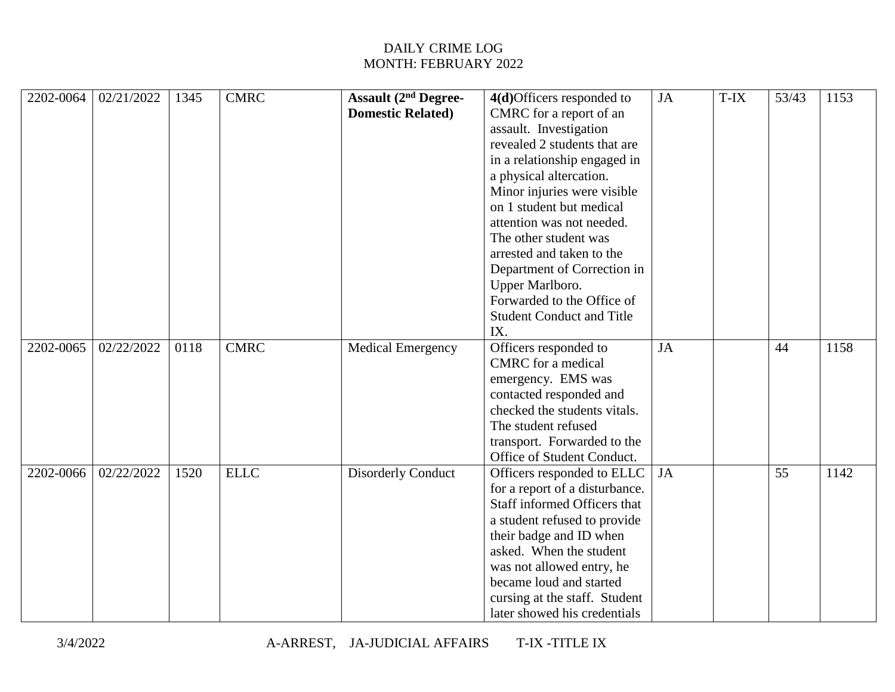DAILY CRIME LOG
MONTH: FEBRUARY 2022

| | | | | | | | | | |
|---|---|---|---|---|---|---|---|---|---|
| 2202-0064 | 02/21/2022 | 1345 | CMRC | **Assault (2nd Degree-Domestic Related)** | **4(d)**Officers responded to CMRC for a report of an assault. Investigation revealed 2 students that are in a relationship engaged in a physical altercation. Minor injuries were visible on 1 student but medical attention was not needed. The other student was arrested and taken to the Department of Correction in Upper Marlboro. Forwarded to the Office of Student Conduct and Title IX. | JA | T-IX | 53/43 | 1153 |
| 2202-0065 | 02/22/2022 | 0118 | CMRC | Medical Emergency | Officers responded to CMRC for a medical emergency. EMS was contacted responded and checked the students vitals. The student refused transport. Forwarded to the Office of Student Conduct. | JA | | 44 | 1158 |
| 2202-0066 | 02/22/2022 | 1520 | ELLC | Disorderly Conduct | Officers responded to ELLC for a report of a disturbance. Staff informed Officers that a student refused to provide their badge and ID when asked. When the student was not allowed entry, he became loud and started cursing at the staff. Student later showed his credentials | JA | | 55 | 1142 |

3/4/2022 A-ARREST, JA-JUDICIAL AFFAIRS T-IX -TITLE IX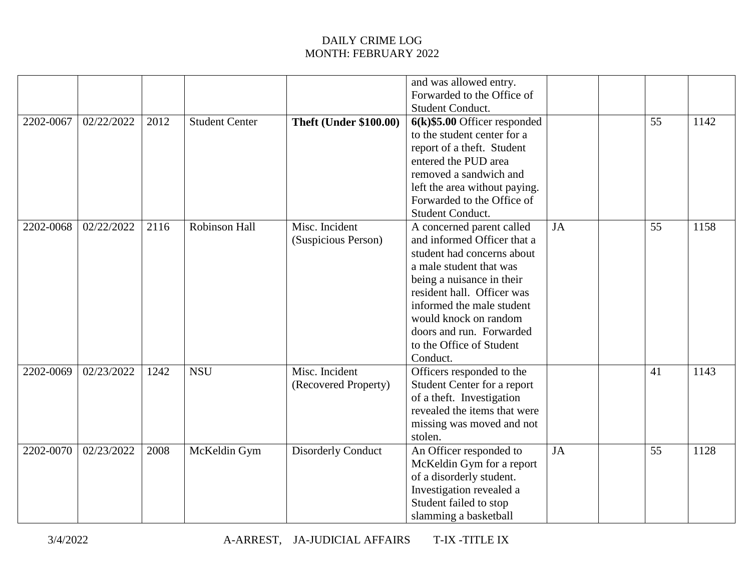DAILY CRIME LOG
MONTH: FEBRUARY 2022

| | | | | | | | | | |
|---|---|---|---|---|---|---|---|---|---|
| | | | | | and was allowed entry. Forwarded to the Office of Student Conduct. | | | | |
| 2202-0067 | 02/22/2022 | 2012 | Student Center | **Theft (Under $100.00)** | **6(k)$5.00** Officer responded to the student center for a report of a theft. Student entered the PUD area removed a sandwich and left the area without paying. Forwarded to the Office of Student Conduct. | | | 55 | 1142 |
| 2202-0068 | 02/22/2022 | 2116 | Robinson Hall | Misc. Incident (Suspicious Person) | A concerned parent called and informed Officer that a student had concerns about a male student that was being a nuisance in their resident hall. Officer was informed the male student would knock on random doors and run. Forwarded to the Office of Student Conduct. | JA | | 55 | 1158 |
| 2202-0069 | 02/23/2022 | 1242 | NSU | Misc. Incident (Recovered Property) | Officers responded to the Student Center for a report of a theft. Investigation revealed the items that were missing was moved and not stolen. | | | 41 | 1143 |
| 2202-0070 | 02/23/2022 | 2008 | McKeldin Gym | Disorderly Conduct | An Officer responded to McKeldin Gym for a report of a disorderly student. Investigation revealed a Student failed to stop slamming a basketball | JA | | 55 | 1128 |

3/4/2022 A-ARREST, JA-JUDICIAL AFFAIRS T-IX -TITLE IX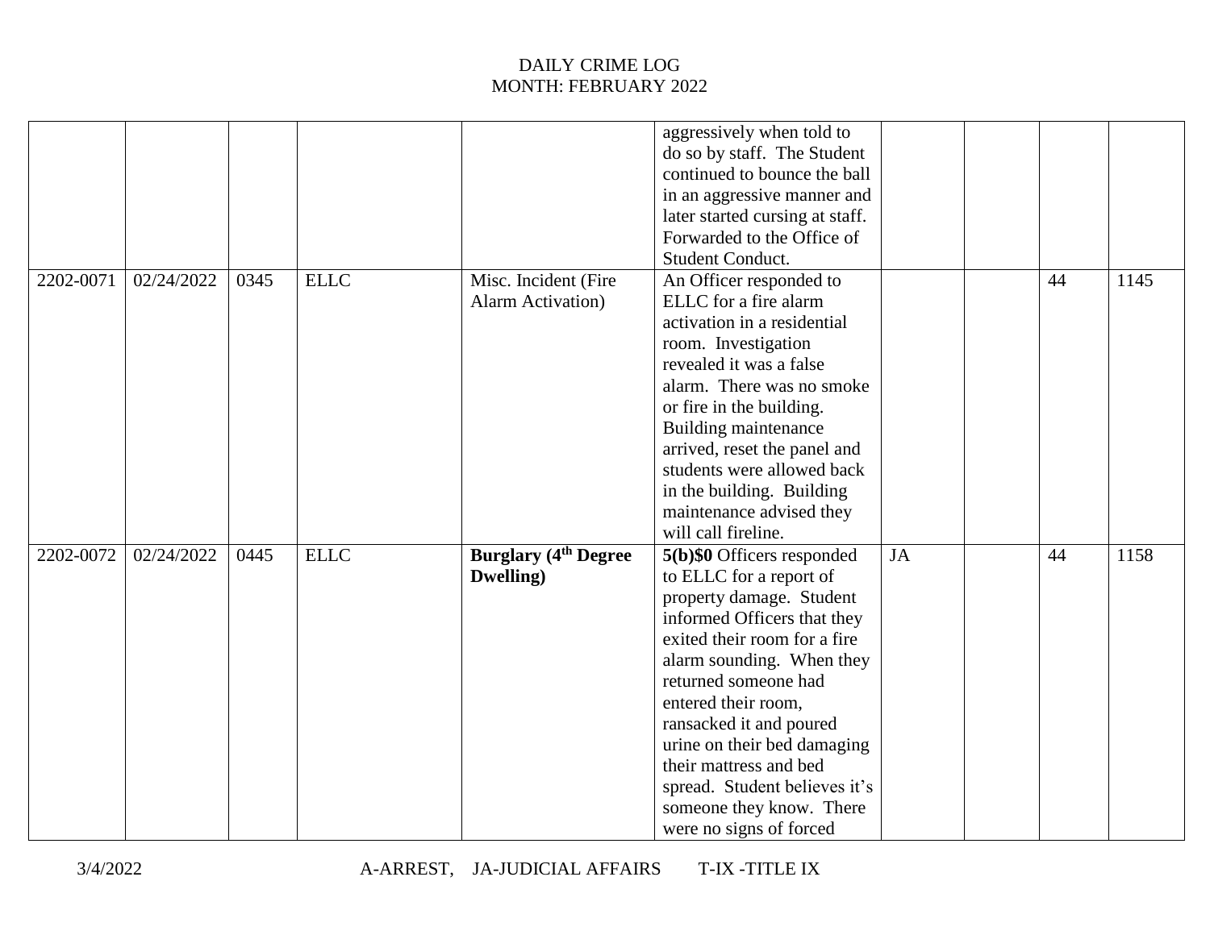# DAILY CRIME LOG
## MONTH: FEBRUARY 2022

| | | | | | | | | | |
|---|---|---|---|---|---|---|---|---|---|
| | | | | | aggressively when told to do so by staff. The Student continued to bounce the ball in an aggressive manner and later started cursing at staff. Forwarded to the Office of Student Conduct. | | | | |
| 2202-0071 | 02/24/2022 | 0345 | ELLC | Misc. Incident (Fire Alarm Activation) | An Officer responded to ELLC for a fire alarm activation in a residential room. Investigation revealed it was a false alarm. There was no smoke or fire in the building. Building maintenance arrived, reset the panel and students were allowed back in the building. Building maintenance advised they will call fireline. | | | 44 | 1145 |
| 2202-0072 | 02/24/2022 | 0445 | ELLC | **Burglary (4th Degree Dwelling)** | **5(b)$0** Officers responded to ELLC for a report of property damage. Student informed Officers that they exited their room for a fire alarm sounding. When they returned someone had entered their room, ransacked it and poured urine on their bed damaging their mattress and bed spread. Student believes it's someone they know. There were no signs of forced | JA | | 44 | 1158 |

3/4/2022 A-ARREST, JA-JUDICIAL AFFAIRS T-IX -TITLE IX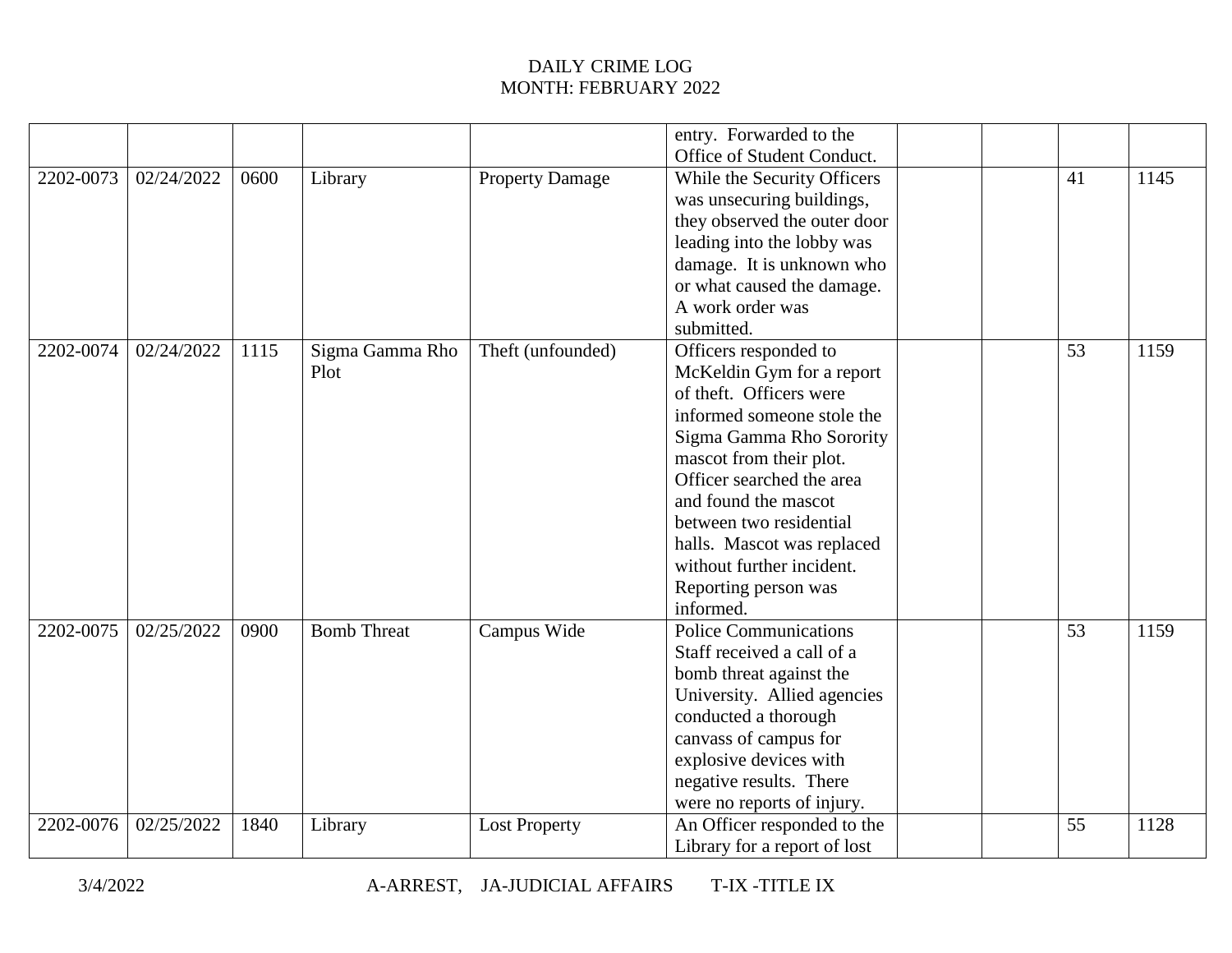# DAILY CRIME LOG
## MONTH: FEBRUARY 2022

| | | | | | | | | | |
|---|---|---|---|---|---|---|---|---|---|
| | | | | | entry. Forwarded to the Office of Student Conduct. | | | | |
| 2202-0073 | 02/24/2022 | 0600 | Library | Property Damage | While the Security Officers was unsecuring buildings, they observed the outer door leading into the lobby was damage. It is unknown who or what caused the damage. A work order was submitted. | | | 41 | 1145 |
| 2202-0074 | 02/24/2022 | 1115 | Sigma Gamma Rho Plot | Theft (unfounded) | Officers responded to McKeldin Gym for a report of theft. Officers were informed someone stole the Sigma Gamma Rho Sorority mascot from their plot. Officer searched the area and found the mascot between two residential halls. Mascot was replaced without further incident. Reporting person was informed. | | | 53 | 1159 |
| 2202-0075 | 02/25/2022 | 0900 | Bomb Threat | Campus Wide | Police Communications Staff received a call of a bomb threat against the University. Allied agencies conducted a thorough canvass of campus for explosive devices with negative results. There were no reports of injury. | | | 53 | 1159 |
| 2202-0076 | 02/25/2022 | 1840 | Library | Lost Property | An Officer responded to the Library for a report of lost | | | 55 | 1128 |

3/4/2022 A-ARREST, JA-JUDICIAL AFFAIRS T-IX -TITLE IX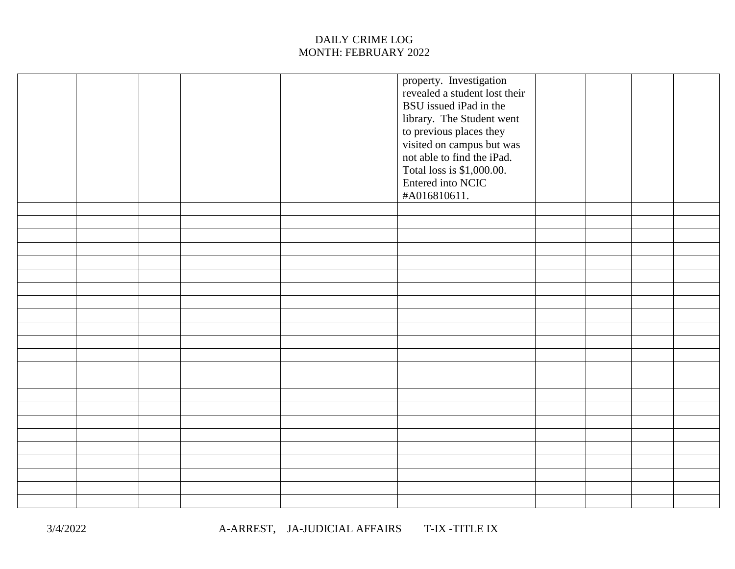DAILY CRIME LOG
MONTH: FEBRUARY 2022

| | | | | | | | | | |
|---|---|---|---|---|---|---|---|---|---|
| | | | | | property. Investigation revealed a student lost their BSU issued iPad in the library. The Student went to previous places they visited on campus but was not able to find the iPad. Total loss is $1,000.00. Entered into NCIC #A016810611. | | | | |
| | | | | | | | | | |
| | | | | | | | | | |
| | | | | | | | | | |
| | | | | | | | | | |
| | | | | | | | | | |
| | | | | | | | | | |
| | | | | | | | | | |
| | | | | | | | | | |
| | | | | | | | | | |
| | | | | | | | | | |
| | | | | | | | | | |
| | | | | | | | | | |
| | | | | | | | | | |
| | | | | | | | | | |
| | | | | | | | | | |
| | | | | | | | | | |
| | | | | | | | | | |
| | | | | | | | | | |
| | | | | | | | | | |
| | | | | | | | | | |
| | | | | | | | | | |
| | | | | | | | | | |
| | | | | | | | | | |

3/4/2022 A-ARREST, JA-JUDICIAL AFFAIRS T-IX -TITLE IX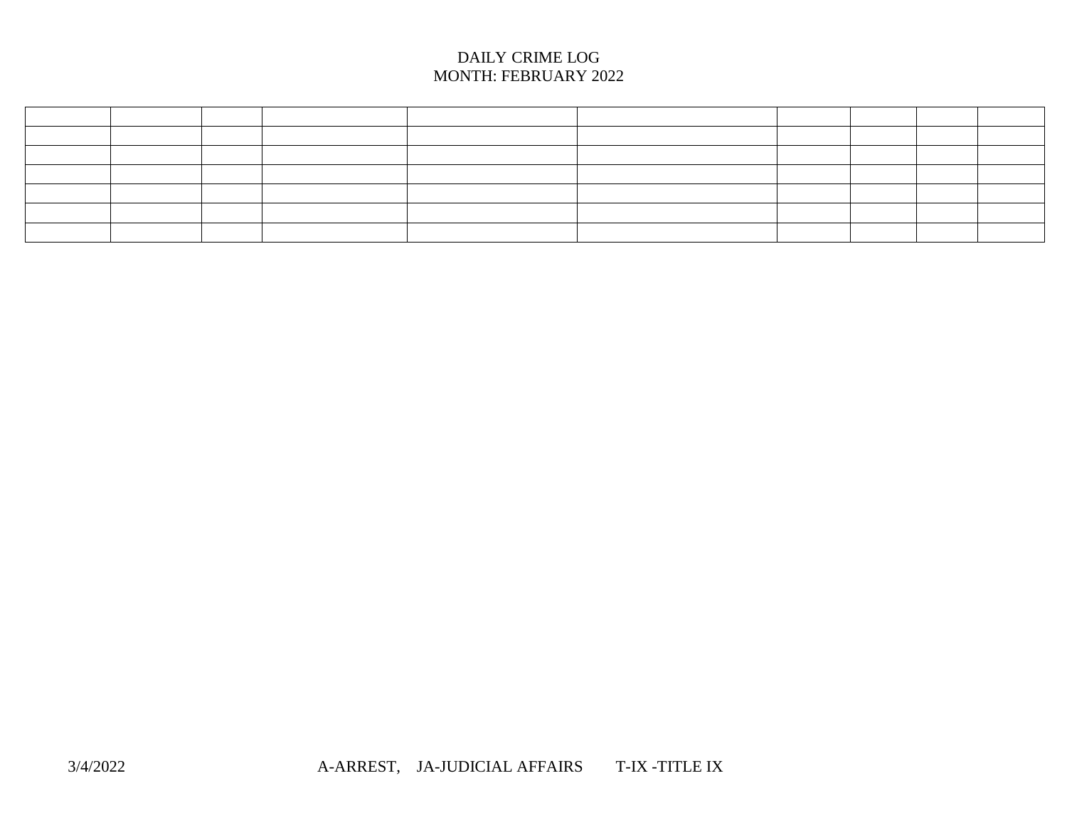DAILY CRIME LOG
MONTH: FEBRUARY 2022

| | | | | | | | | | |
|---|---|---|---|---|---|---|---|---|---|
| | | | | | | | | | |
| | | | | | | | | | |
| | | | | | | | | | |
| | | | | | | | | | |
| | | | | | | | | | |
| | | | | | | | | | |